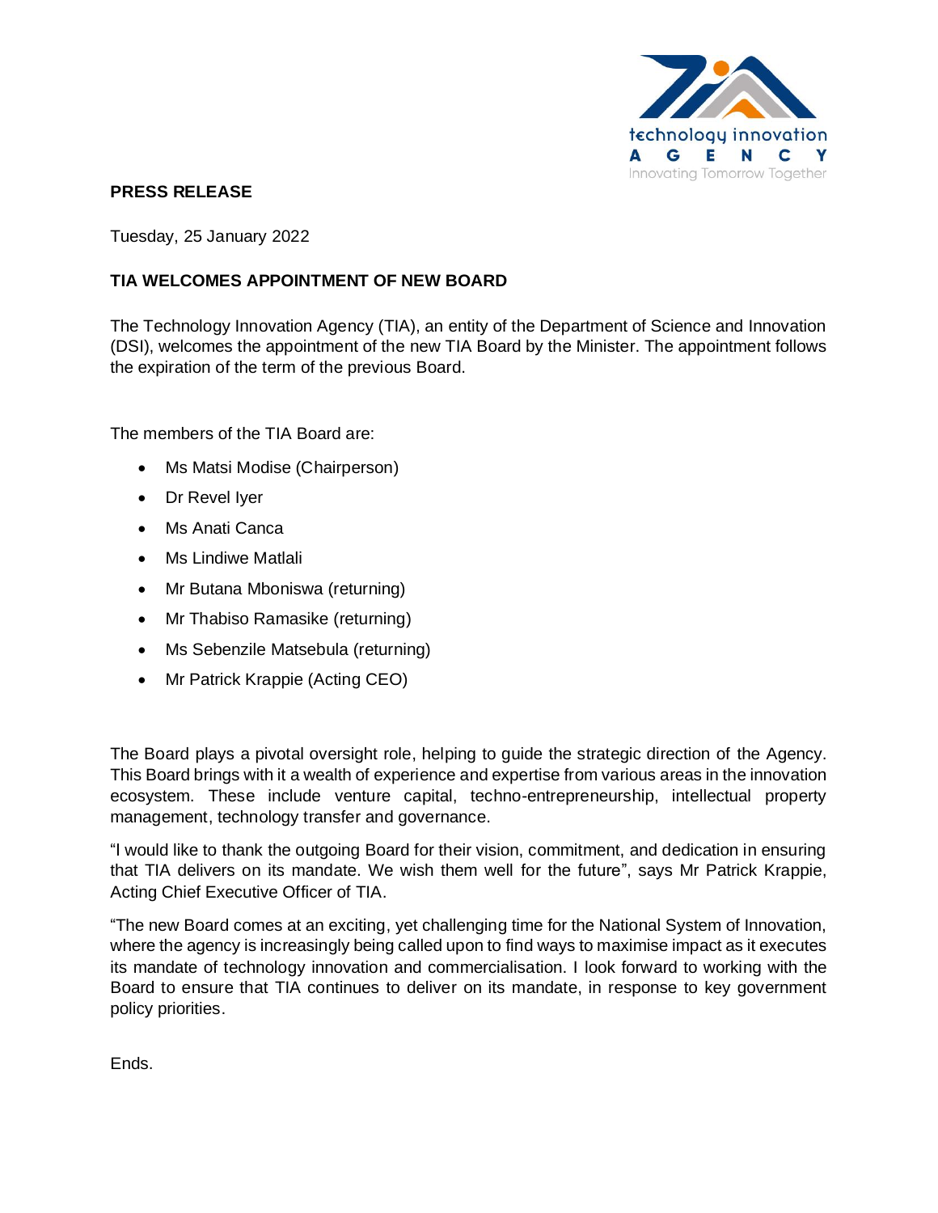**PRESS RELEASE**

Tuesday, 25 January 2022

**TIA WELCOMES APPOINTMENT OF NEW BOARD**

The Technology Innovation Agency (TIA), an entity of the Department of Science and Innovation (DSI), welcomes the appointment of the new TIA Board by the Minister. The appointment follows the expiration of the term of the previous Board.

The members of the TIA Board are:

- Ms Matsi Modise (Chairperson)
- Dr Revel Iyer
- Ms Anati Canca
- Ms Lindiwe Matlali
- Mr Butana Mboniswa (returning)
- Mr Thabiso Ramasike (returning)
- Ms Sebenzile Matsebula (returning)
- Mr Patrick Krappie (Acting CEO)

The Board plays a pivotal oversight role, helping to guide the strategic direction of the Agency. This Board brings with it a wealth of experience and expertise from various areas in the innovation ecosystem. These include venture capital, techno-entrepreneurship, intellectual property management, technology transfer and governance.

"I would like to thank the outgoing Board for their vision, commitment, and dedication in ensuring that TIA delivers on its mandate. We wish them well for the future", says Mr Patrick Krappie, Acting Chief Executive Officer of TIA.

"The new Board comes at an exciting, yet challenging time for the National System of Innovation, where the agency is increasingly being called upon to find ways to maximise impact as it executes its mandate of technology innovation and commercialisation. I look forward to working with the Board to ensure that TIA continues to deliver on its mandate, in response to key government policy priorities.

Ends.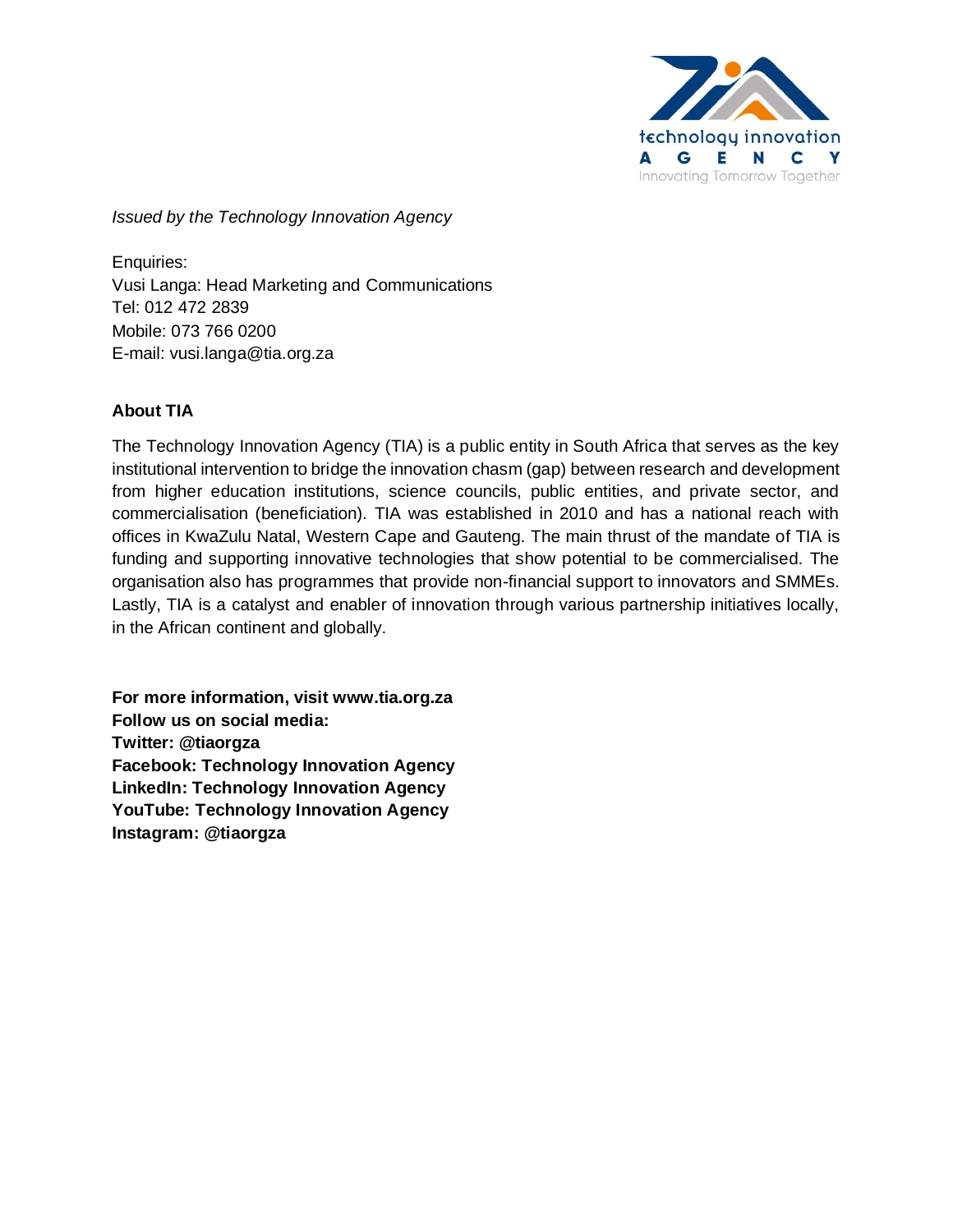*Issued by the Technology Innovation Agency*

Enquiries:
Vusi Langa: Head Marketing and Communications
Tel: 012 472 2839
Mobile: 073 766 0200
E-mail: vusi.langa@tia.org.za

**About TIA**

The Technology Innovation Agency (TIA) is a public entity in South Africa that serves as the key institutional intervention to bridge the innovation chasm (gap) between research and development from higher education institutions, science councils, public entities, and private sector, and commercialisation (beneficiation). TIA was established in 2010 and has a national reach with offices in KwaZulu Natal, Western Cape and Gauteng. The main thrust of the mandate of TIA is funding and supporting innovative technologies that show potential to be commercialised. The organisation also has programmes that provide non-financial support to innovators and SMMEs. Lastly, TIA is a catalyst and enabler of innovation through various partnership initiatives locally, in the African continent and globally.

**For more information, visit www.tia.org.za**
**Follow us on social media:**
**Twitter: @tiaorgza**
**Facebook: Technology Innovation Agency**
**LinkedIn: Technology Innovation Agency**
**YouTube: Technology Innovation Agency**
**Instagram: @tiaorgza**